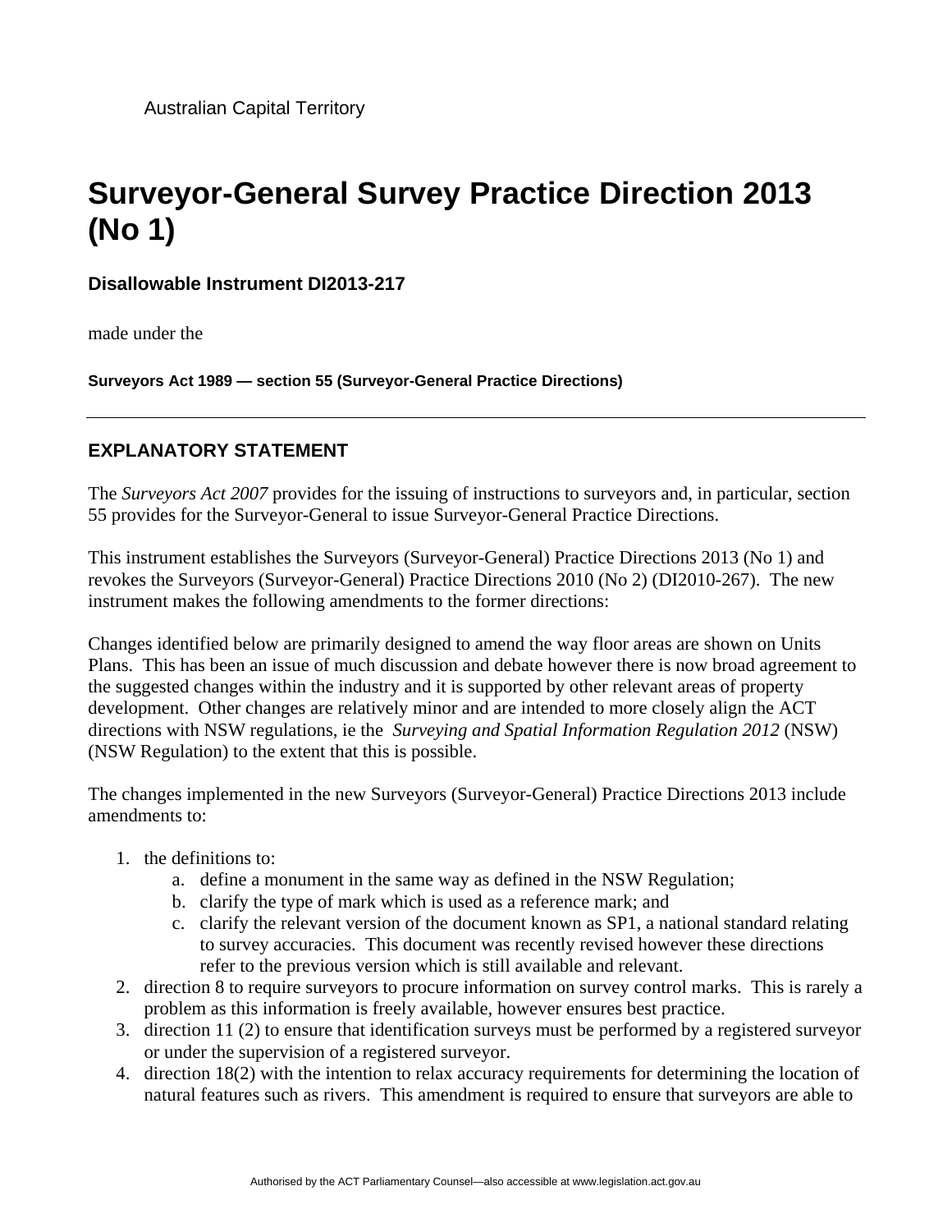Australian Capital Territory

# Surveyor-General Survey Practice Direction 2013 (No 1)

### Disallowable Instrument DI2013-217

made under the

**Surveyors Act 1989 — section 55 (Surveyor-General Practice Directions)**

---

## EXPLANATORY STATEMENT

The *Surveyors Act 2007* provides for the issuing of instructions to surveyors and, in particular, section 55 provides for the Surveyor-General to issue Surveyor-General Practice Directions.

This instrument establishes the Surveyors (Surveyor-General) Practice Directions 2013 (No 1) and revokes the Surveyors (Surveyor-General) Practice Directions 2010 (No 2) (DI2010-267). The new instrument makes the following amendments to the former directions:

Changes identified below are primarily designed to amend the way floor areas are shown on Units Plans. This has been an issue of much discussion and debate however there is now broad agreement to the suggested changes within the industry and it is supported by other relevant areas of property development. Other changes are relatively minor and are intended to more closely align the ACT directions with NSW regulations, ie the *Surveying and Spatial Information Regulation 2012* (NSW) (NSW Regulation) to the extent that this is possible.

The changes implemented in the new Surveyors (Surveyor-General) Practice Directions 2013 include amendments to:

1. the definitions to:
   a. define a monument in the same way as defined in the NSW Regulation;
   b. clarify the type of mark which is used as a reference mark; and
   c. clarify the relevant version of the document known as SP1, a national standard relating to survey accuracies. This document was recently revised however these directions refer to the previous version which is still available and relevant.
2. direction 8 to require surveyors to procure information on survey control marks. This is rarely a problem as this information is freely available, however ensures best practice.
3. direction 11 (2) to ensure that identification surveys must be performed by a registered surveyor or under the supervision of a registered surveyor.
4. direction 18(2) with the intention to relax accuracy requirements for determining the location of natural features such as rivers. This amendment is required to ensure that surveyors are able to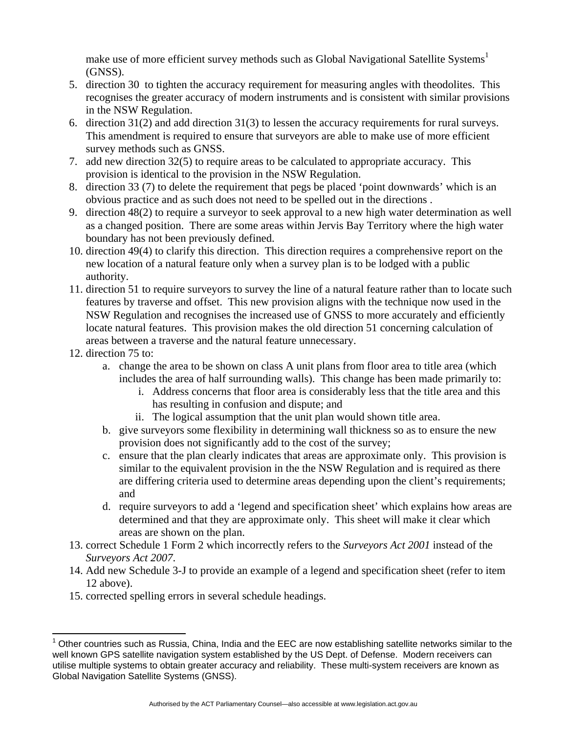make use of more efficient survey methods such as Global Navigational Satellite Systems[1] (GNSS).

5. direction 30 to tighten the accuracy requirement for measuring angles with theodolites. This recognises the greater accuracy of modern instruments and is consistent with similar provisions in the NSW Regulation.
6. direction 31(2) and add direction 31(3) to lessen the accuracy requirements for rural surveys. This amendment is required to ensure that surveyors are able to make use of more efficient survey methods such as GNSS.
7. add new direction 32(5) to require areas to be calculated to appropriate accuracy. This provision is identical to the provision in the NSW Regulation.
8. direction 33 (7) to delete the requirement that pegs be placed 'point downwards' which is an obvious practice and as such does not need to be spelled out in the directions .
9. direction 48(2) to require a surveyor to seek approval to a new high water determination as well as a changed position. There are some areas within Jervis Bay Territory where the high water boundary has not been previously defined.
10. direction 49(4) to clarify this direction. This direction requires a comprehensive report on the new location of a natural feature only when a survey plan is to be lodged with a public authority.
11. direction 51 to require surveyors to survey the line of a natural feature rather than to locate such features by traverse and offset. This new provision aligns with the technique now used in the NSW Regulation and recognises the increased use of GNSS to more accurately and efficiently locate natural features. This provision makes the old direction 51 concerning calculation of areas between a traverse and the natural feature unnecessary.
12. direction 75 to:
    a. change the area to be shown on class A unit plans from floor area to title area (which includes the area of half surrounding walls). This change has been made primarily to:
        i. Address concerns that floor area is considerably less that the title area and this has resulting in confusion and dispute; and
        ii. The logical assumption that the unit plan would shown title area.
    b. give surveyors some flexibility in determining wall thickness so as to ensure the new provision does not significantly add to the cost of the survey;
    c. ensure that the plan clearly indicates that areas are approximate only. This provision is similar to the equivalent provision in the the NSW Regulation and is required as there are differing criteria used to determine areas depending upon the client's requirements; and
    d. require surveyors to add a 'legend and specification sheet' which explains how areas are determined and that they are approximate only. This sheet will make it clear which areas are shown on the plan.
13. correct Schedule 1 Form 2 which incorrectly refers to the *Surveyors Act 2001* instead of the *Surveyors Act 2007*.
14. Add new Schedule 3-J to provide an example of a legend and specification sheet (refer to item 12 above).
15. corrected spelling errors in several schedule headings.

---

[1] Other countries such as Russia, China, India and the EEC are now establishing satellite networks similar to the well known GPS satellite navigation system established by the US Dept. of Defense. Modern receivers can utilise multiple systems to obtain greater accuracy and reliability. These multi-system receivers are known as Global Navigation Satellite Systems (GNSS).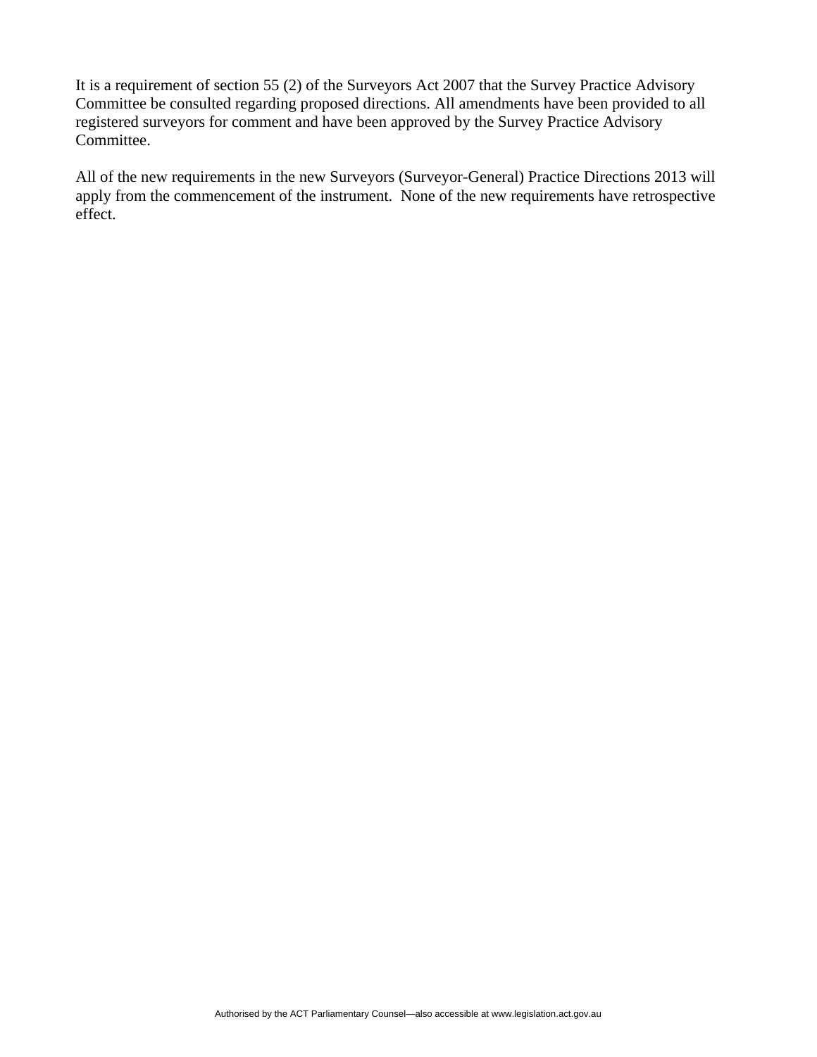It is a requirement of section 55 (2) of the Surveyors Act 2007 that the Survey Practice Advisory Committee be consulted regarding proposed directions. All amendments have been provided to all registered surveyors for comment and have been approved by the Survey Practice Advisory Committee.

All of the new requirements in the new Surveyors (Surveyor-General) Practice Directions 2013 will apply from the commencement of the instrument. None of the new requirements have retrospective effect.